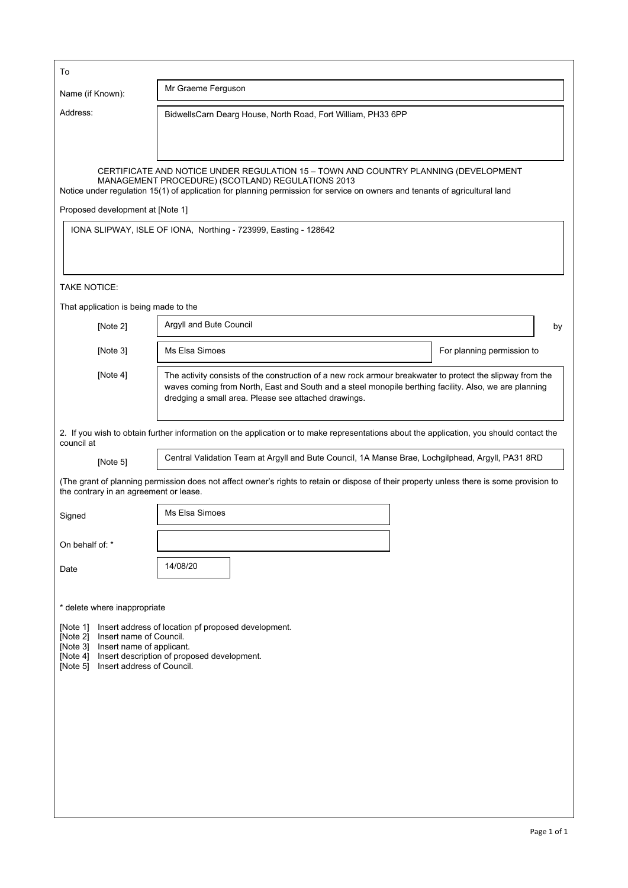To

Name (if Known): Mr Graeme Ferguson

Address: BidwellsCarn Dearg House, North Road, Fort William, PH33 6PP

CERTIFICATE AND NOTICE UNDER REGULATION 15 – TOWN AND COUNTRY PLANNING (DEVELOPMENT MANAGEMENT PROCEDURE) (SCOTLAND) REGULATIONS 2013

Notice under regulation 15(1) of application for planning permission for service on owners and tenants of agricultural land

Proposed development at [Note 1]

IONA SLIPWAY, ISLE OF IONA, Northing - 723999, Easting - 128642

TAKE NOTICE:

That application is being made to the

[Note 2] Argyll and Bute Council by

[Note 3] Ms Elsa Simoes For planning permission to

[Note 4] The activity consists of the construction of a new rock armour breakwater to protect the slipway from the waves coming from North, East and South and a steel monopile berthing facility. Also, we are planning dredging a small area. Please see attached drawings.

2. If you wish to obtain further information on the application or to make representations about the application, you should contact the council at

[Note 5] Central Validation Team at Argyll and Bute Council, 1A Manse Brae, Lochgilphead, Argyll, PA31 8RD

(The grant of planning permission does not affect owner's rights to retain or dispose of their property unless there is some provision to the contrary in an agreement or lease.

Signed: Ms Elsa Simoes

On behalf of: *

Date: 14/08/20

* delete where inappropriate

[Note 1] Insert address of location pf proposed development.
[Note 2] Insert name of Council.
[Note 3] Insert name of applicant.
[Note 4] Insert description of proposed development.
[Note 5] Insert address of Council.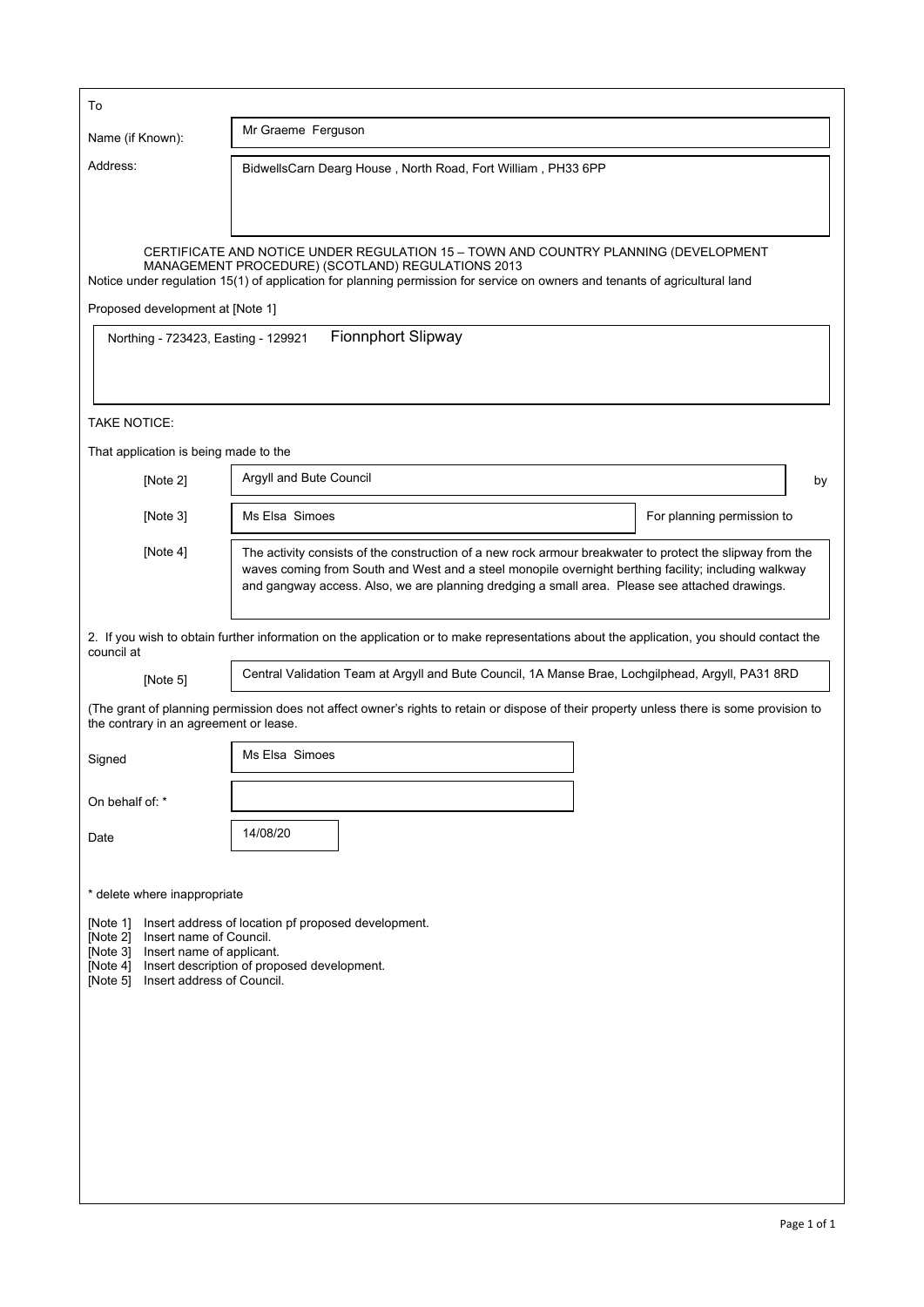To

Name (if Known): Mr Graeme Ferguson

Address: BidwellsCarn Dearg House , North Road, Fort William , PH33 6PP

CERTIFICATE AND NOTICE UNDER REGULATION 15 – TOWN AND COUNTRY PLANNING (DEVELOPMENT MANAGEMENT PROCEDURE) (SCOTLAND) REGULATIONS 2013

Notice under regulation 15(1) of application for planning permission for service on owners and tenants of agricultural land

Proposed development at [Note 1]

Northing - 723423, Easting - 129921 Fionnphort Slipway

TAKE NOTICE:

That application is being made to the

[Note 2] Argyll and Bute Council by

[Note 3] Ms Elsa Simoes For planning permission to

[Note 4] The activity consists of the construction of a new rock armour breakwater to protect the slipway from the waves coming from South and West and a steel monopile overnight berthing facility; including walkway and gangway access. Also, we are planning dredging a small area. Please see attached drawings.

2. If you wish to obtain further information on the application or to make representations about the application, you should contact the council at

[Note 5] Central Validation Team at Argyll and Bute Council, 1A Manse Brae, Lochgilphead, Argyll, PA31 8RD

(The grant of planning permission does not affect owner's rights to retain or dispose of their property unless there is some provision to the contrary in an agreement or lease.

Signed: Ms Elsa Simoes

On behalf of: *

Date: 14/08/20

* delete where inappropriate

[Note 1] Insert address of location pf proposed development.
[Note 2] Insert name of Council.
[Note 3] Insert name of applicant.
[Note 4] Insert description of proposed development.
[Note 5] Insert address of Council.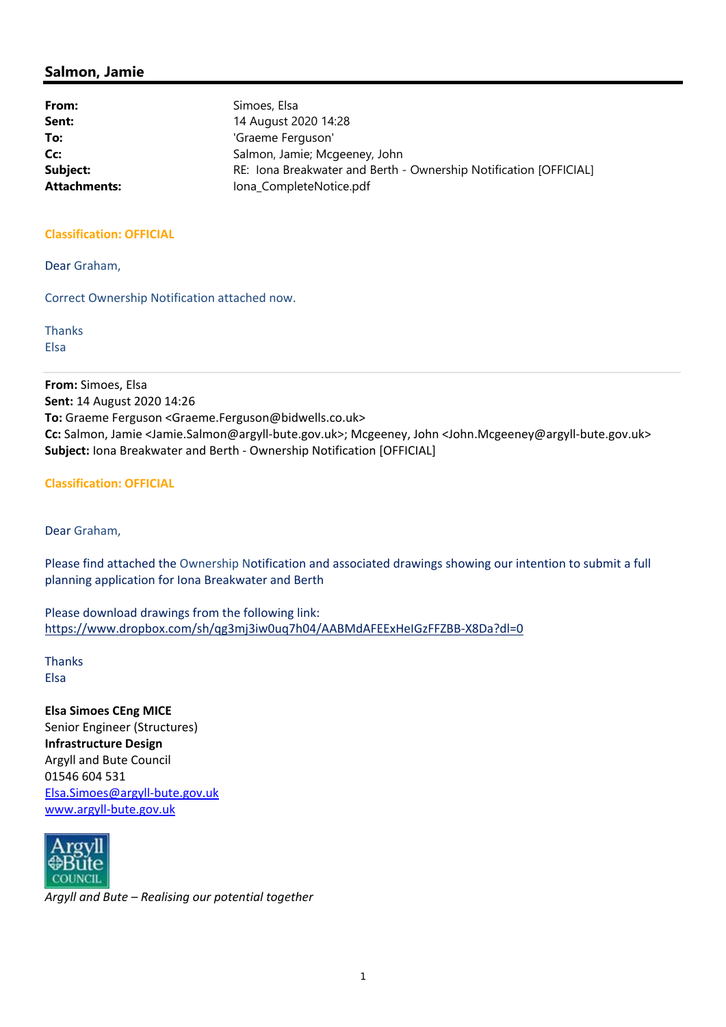## Salmon, Jamie

| | |
|---|---|
| **From:** | Simoes, Elsa |
| **Sent:** | 14 August 2020 14:28 |
| **To:** | 'Graeme Ferguson' |
| **Cc:** | Salmon, Jamie; Mcgeeney, John |
| **Subject:** | RE: Iona Breakwater and Berth - Ownership Notification [OFFICIAL] |
| **Attachments:** | Iona_CompleteNotice.pdf |

**Classification: OFFICIAL**

Dear Graham,

Correct Ownership Notification attached now.

Thanks
Elsa

---

**From:** Simoes, Elsa
**Sent:** 14 August 2020 14:26
**To:** Graeme Ferguson <Graeme.Ferguson@bidwells.co.uk>
**Cc:** Salmon, Jamie <Jamie.Salmon@argyll-bute.gov.uk>; Mcgeeney, John <John.Mcgeeney@argyll-bute.gov.uk>
**Subject:** Iona Breakwater and Berth - Ownership Notification [OFFICIAL]

**Classification: OFFICIAL**

Dear Graham,

Please find attached the Ownership Notification and associated drawings showing our intention to submit a full planning application for Iona Breakwater and Berth

Please download drawings from the following link:
https://www.dropbox.com/sh/qg3mj3iw0uq7h04/AABMdAFEExHeIGzFFZBB-X8Da?dl=0

Thanks
Elsa

**Elsa Simoes CEng MICE**
Senior Engineer (Structures)
**Infrastructure Design**
Argyll and Bute Council
01546 604 531
Elsa.Simoes@argyll-bute.gov.uk
www.argyll-bute.gov.uk

Argyll Bute COUNCIL

*Argyll and Bute – Realising our potential together*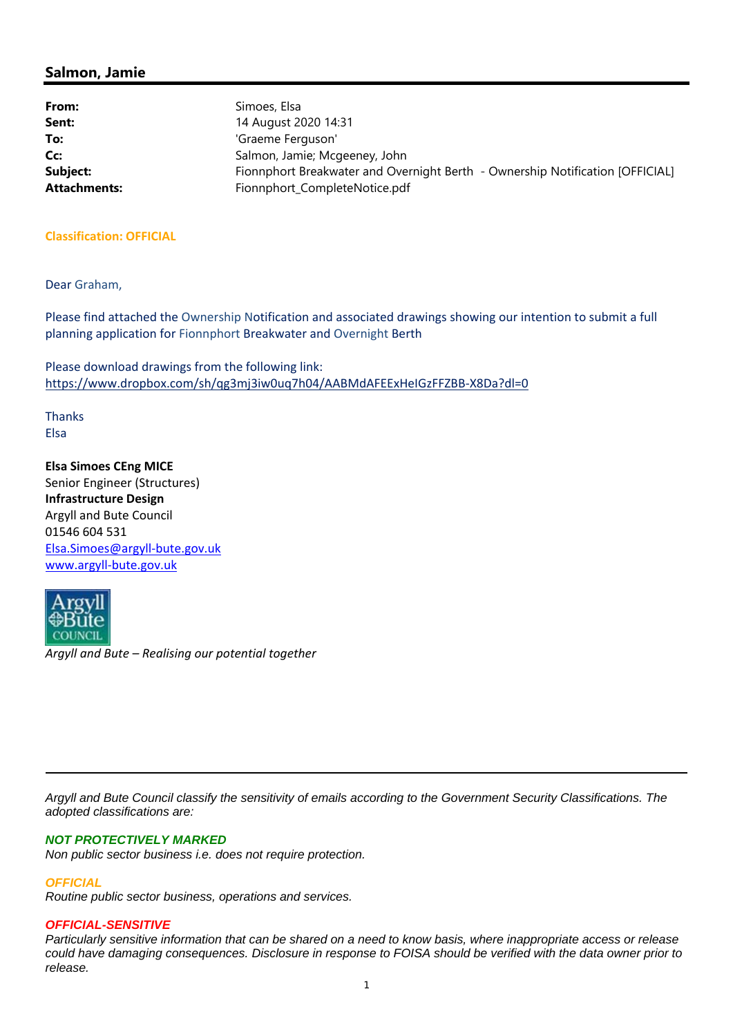## Salmon, Jamie

| | |
|---|---|
| **From:** | Simoes, Elsa |
| **Sent:** | 14 August 2020 14:31 |
| **To:** | 'Graeme Ferguson' |
| **Cc:** | Salmon, Jamie; Mcgeeney, John |
| **Subject:** | Fionnphort Breakwater and Overnight Berth - Ownership Notification [OFFICIAL] |
| **Attachments:** | Fionnphort_CompleteNotice.pdf |

**Classification: OFFICIAL**

Dear Graham,

Please find attached the Ownership Notification and associated drawings showing our intention to submit a full planning application for Fionnphort Breakwater and Overnight Berth

Please download drawings from the following link:
https://www.dropbox.com/sh/qg3mj3iw0uq7h04/AABMdAFEExHeIGzFFZBB-X8Da?dl=0

Thanks
Elsa

**Elsa Simoes CEng MICE**
Senior Engineer (Structures)
**Infrastructure Design**
Argyll and Bute Council
01546 604 531
Elsa.Simoes@argyll-bute.gov.uk
www.argyll-bute.gov.uk

Argyll Bute COUNCIL

*Argyll and Bute – Realising our potential together*

---

*Argyll and Bute Council classify the sensitivity of emails according to the Government Security Classifications. The adopted classifications are:*

***NOT PROTECTIVELY MARKED***
*Non public sector business i.e. does not require protection.*

***OFFICIAL***
*Routine public sector business, operations and services.*

***OFFICIAL-SENSITIVE***
*Particularly sensitive information that can be shared on a need to know basis, where inappropriate access or release could have damaging consequences. Disclosure in response to FOISA should be verified with the data owner prior to release.*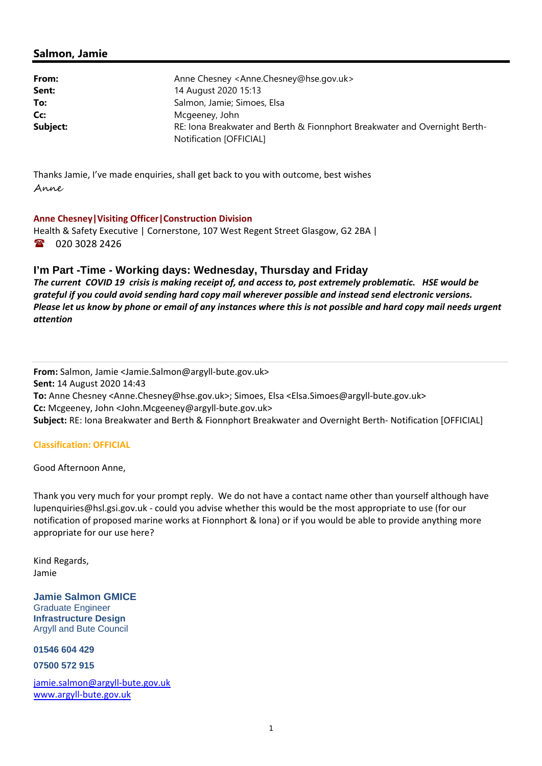## Salmon, Jamie

| | |
|---|---|
| **From:** | Anne Chesney <Anne.Chesney@hse.gov.uk> |
| **Sent:** | 14 August 2020 15:13 |
| **To:** | Salmon, Jamie; Simoes, Elsa |
| **Cc:** | Mcgeeney, John |
| **Subject:** | RE: Iona Breakwater and Berth & Fionnphort Breakwater and Overnight Berth- Notification [OFFICIAL] |

Thanks Jamie, I've made enquiries, shall get back to you with outcome, best wishes
*Anne*

**Anne Chesney|Visiting Officer|Construction Division**
Health & Safety Executive | Cornerstone, 107 West Regent Street Glasgow, G2 2BA |
☎ 020 3028 2426

### I'm Part -Time - Working days: Wednesday, Thursday and Friday

***The current COVID 19 crisis is making receipt of, and access to, post extremely problematic. HSE would be grateful if you could avoid sending hard copy mail wherever possible and instead send electronic versions. Please let us know by phone or email of any instances where this is not possible and hard copy mail needs urgent attention***

---

**From:** Salmon, Jamie <Jamie.Salmon@argyll-bute.gov.uk>
**Sent:** 14 August 2020 14:43
**To:** Anne Chesney <Anne.Chesney@hse.gov.uk>; Simoes, Elsa <Elsa.Simoes@argyll-bute.gov.uk>
**Cc:** Mcgeeney, John <John.Mcgeeney@argyll-bute.gov.uk>
**Subject:** RE: Iona Breakwater and Berth & Fionnphort Breakwater and Overnight Berth- Notification [OFFICIAL]

**Classification: OFFICIAL**

Good Afternoon Anne,

Thank you very much for your prompt reply. We do not have a contact name other than yourself although have lupenquiries@hsl.gsi.gov.uk - could you advise whether this would be the most appropriate to use (for our notification of proposed marine works at Fionnphort & Iona) or if you would be able to provide anything more appropriate for our use here?

Kind Regards,
Jamie

**Jamie Salmon GMICE**
Graduate Engineer
**Infrastructure Design**
Argyll and Bute Council

**01546 604 429**

**07500 572 915**

jamie.salmon@argyll-bute.gov.uk
www.argyll-bute.gov.uk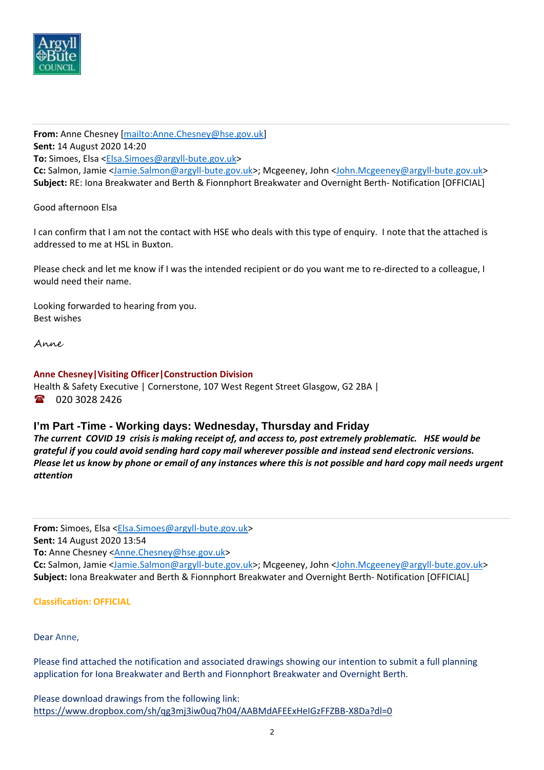**From:** Anne Chesney [mailto:Anne.Chesney@hse.gov.uk]
**Sent:** 14 August 2020 14:20
**To:** Simoes, Elsa <Elsa.Simoes@argyll-bute.gov.uk>
**Cc:** Salmon, Jamie <Jamie.Salmon@argyll-bute.gov.uk>; Mcgeeney, John <John.Mcgeeney@argyll-bute.gov.uk>
**Subject:** RE: Iona Breakwater and Berth & Fionnphort Breakwater and Overnight Berth- Notification [OFFICIAL]

Good afternoon Elsa

I can confirm that I am not the contact with HSE who deals with this type of enquiry. I note that the attached is addressed to me at HSL in Buxton.

Please check and let me know if I was the intended recipient or do you want me to re-directed to a colleague, I would need their name.

Looking forwarded to hearing from you.
Best wishes

*Anne*

**Anne Chesney|Visiting Officer|Construction Division**
Health & Safety Executive | Cornerstone, 107 West Regent Street Glasgow, G2 2BA |
☎ 020 3028 2426

**I'm Part -Time - Working days: Wednesday, Thursday and Friday**
***The current COVID 19 crisis is making receipt of, and access to, post extremely problematic. HSE would be grateful if you could avoid sending hard copy mail wherever possible and instead send electronic versions. Please let us know by phone or email of any instances where this is not possible and hard copy mail needs urgent attention***

---

**From:** Simoes, Elsa <Elsa.Simoes@argyll-bute.gov.uk>
**Sent:** 14 August 2020 13:54
**To:** Anne Chesney <Anne.Chesney@hse.gov.uk>
**Cc:** Salmon, Jamie <Jamie.Salmon@argyll-bute.gov.uk>; Mcgeeney, John <John.Mcgeeney@argyll-bute.gov.uk>
**Subject:** Iona Breakwater and Berth & Fionnphort Breakwater and Overnight Berth- Notification [OFFICIAL]

**Classification: OFFICIAL**

Dear Anne,

Please find attached the notification and associated drawings showing our intention to submit a full planning application for Iona Breakwater and Berth and Fionnphort Breakwater and Overnight Berth.

Please download drawings from the following link:
https://www.dropbox.com/sh/qg3mj3iw0uq7h04/AABMdAFEExHeIGzFFZBB-X8Da?dl=0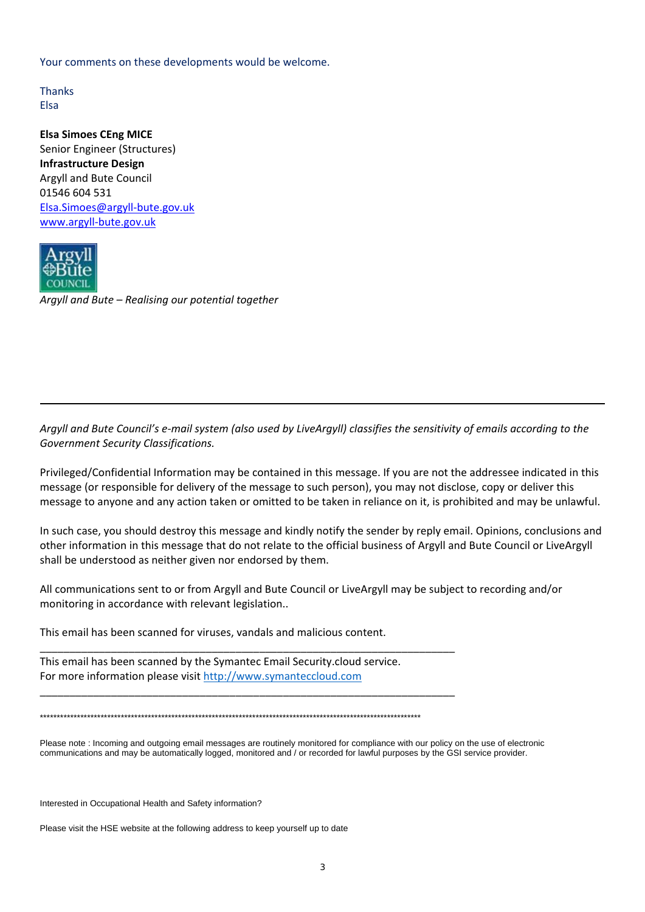Your comments on these developments would be welcome.

Thanks
Elsa

**Elsa Simoes CEng MICE**
Senior Engineer (Structures)
**Infrastructure Design**
Argyll and Bute Council
01546 604 531
Elsa.Simoes@argyll-bute.gov.uk
www.argyll-bute.gov.uk

*Argyll and Bute – Realising our potential together*

---

*Argyll and Bute Council's e-mail system (also used by LiveArgyll) classifies the sensitivity of emails according to the Government Security Classifications.*

Privileged/Confidential Information may be contained in this message. If you are not the addressee indicated in this message (or responsible for delivery of the message to such person), you may not disclose, copy or deliver this message to anyone and any action taken or omitted to be taken in reliance on it, is prohibited and may be unlawful.

In such case, you should destroy this message and kindly notify the sender by reply email. Opinions, conclusions and other information in this message that do not relate to the official business of Argyll and Bute Council or LiveArgyll shall be understood as neither given nor endorsed by them.

All communications sent to or from Argyll and Bute Council or LiveArgyll may be subject to recording and/or monitoring in accordance with relevant legislation..

This email has been scanned for viruses, vandals and malicious content.

---

This email has been scanned by the Symantec Email Security.cloud service.
For more information please visit http://www.symanteccloud.com

---

**********************************************************************************************************************

Please note : Incoming and outgoing email messages are routinely monitored for compliance with our policy on the use of electronic communications and may be automatically logged, monitored and / or recorded for lawful purposes by the GSI service provider.

Interested in Occupational Health and Safety information?

Please visit the HSE website at the following address to keep yourself up to date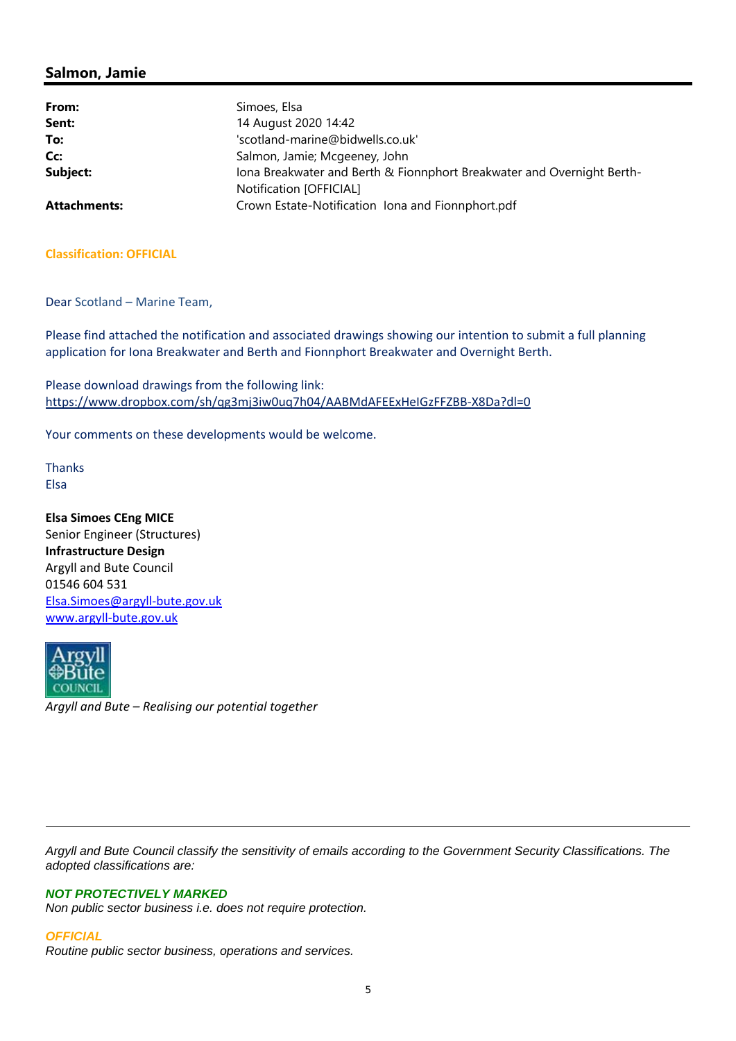## Salmon, Jamie

| | |
|---|---|
| **From:** | Simoes, Elsa |
| **Sent:** | 14 August 2020 14:42 |
| **To:** | 'scotland-marine@bidwells.co.uk' |
| **Cc:** | Salmon, Jamie; Mcgeeney, John |
| **Subject:** | Iona Breakwater and Berth & Fionnphort Breakwater and Overnight Berth-Notification [OFFICIAL] |
| **Attachments:** | Crown Estate-Notification Iona and Fionnphort.pdf |

**Classification: OFFICIAL**

Dear Scotland – Marine Team,

Please find attached the notification and associated drawings showing our intention to submit a full planning application for Iona Breakwater and Berth and Fionnphort Breakwater and Overnight Berth.

Please download drawings from the following link:
https://www.dropbox.com/sh/qg3mj3iw0uq7h04/AABMdAFEExHeIGzFFZBB-X8Da?dl=0

Your comments on these developments would be welcome.

Thanks
Elsa

**Elsa Simoes CEng MICE**
Senior Engineer (Structures)
**Infrastructure Design**
Argyll and Bute Council
01546 604 531
Elsa.Simoes@argyll-bute.gov.uk
www.argyll-bute.gov.uk

Argyll & Bute COUNCIL

*Argyll and Bute – Realising our potential together*

---

*Argyll and Bute Council classify the sensitivity of emails according to the Government Security Classifications. The adopted classifications are:*

***NOT PROTECTIVELY MARKED***
*Non public sector business i.e. does not require protection.*

***OFFICIAL***
*Routine public sector business, operations and services.*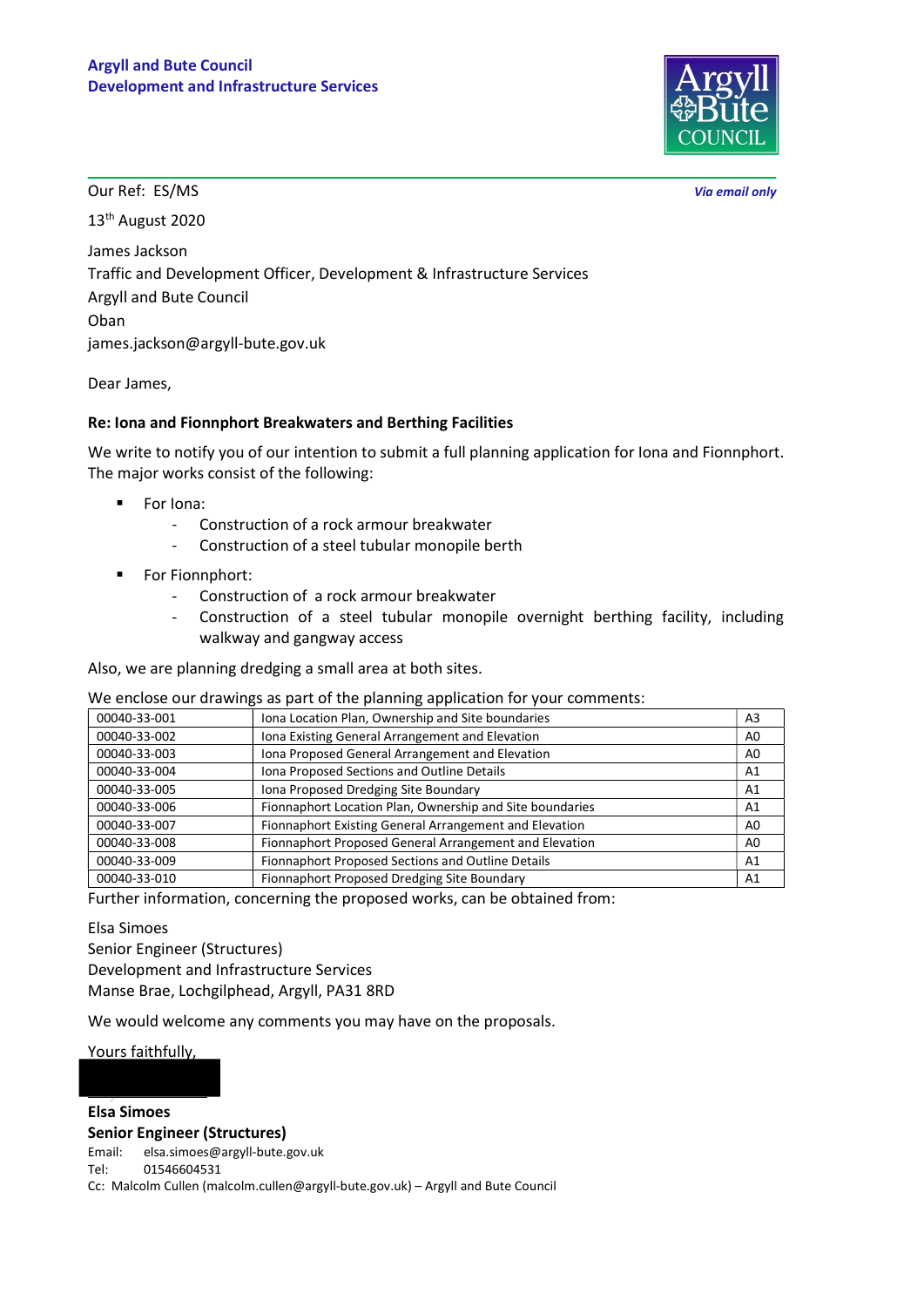**Argyll and Bute Council**
**Development and Infrastructure Services**

Our Ref: ES/MS

*Via email only*

13th August 2020

James Jackson
Traffic and Development Officer, Development & Infrastructure Services
Argyll and Bute Council
Oban
james.jackson@argyll-bute.gov.uk

Dear James,

**Re: Iona and Fionnphort Breakwaters and Berthing Facilities**

We write to notify you of our intention to submit a full planning application for Iona and Fionnphort. The major works consist of the following:

- For Iona:
  - Construction of a rock armour breakwater
  - Construction of a steel tubular monopile berth
- For Fionnphort:
  - Construction of a rock armour breakwater
  - Construction of a steel tubular monopile overnight berthing facility, including walkway and gangway access

Also, we are planning dredging a small area at both sites.

We enclose our drawings as part of the planning application for your comments:

| | | |
|---|---|---|
| 00040-33-001 | Iona Location Plan, Ownership and Site boundaries | A3 |
| 00040-33-002 | Iona Existing General Arrangement and Elevation | A0 |
| 00040-33-003 | Iona Proposed General Arrangement and Elevation | A0 |
| 00040-33-004 | Iona Proposed Sections and Outline Details | A1 |
| 00040-33-005 | Iona Proposed Dredging Site Boundary | A1 |
| 00040-33-006 | Fionnphort Location Plan, Ownership and Site boundaries | A1 |
| 00040-33-007 | Fionnphort Existing General Arrangement and Elevation | A0 |
| 00040-33-008 | Fionnphort Proposed General Arrangement and Elevation | A0 |
| 00040-33-009 | Fionnphort Proposed Sections and Outline Details | A1 |
| 00040-33-010 | Fionnphort Proposed Dredging Site Boundary | A1 |

Further information, concerning the proposed works, can be obtained from:

Elsa Simoes
Senior Engineer (Structures)
Development and Infrastructure Services
Manse Brae, Lochgilphead, Argyll, PA31 8RD

We would welcome any comments you may have on the proposals.

Yours faithfully,

**Elsa Simoes**
**Senior Engineer (Structures)**
Email: elsa.simoes@argyll-bute.gov.uk
Tel: 01546604531
Cc: Malcolm Cullen (malcolm.cullen@argyll-bute.gov.uk) – Argyll and Bute Council